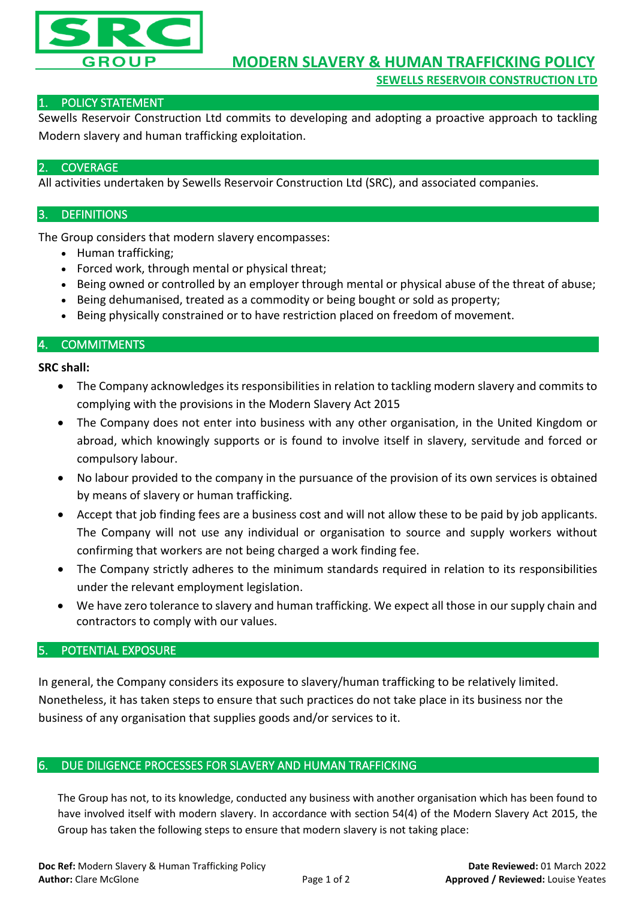SRC GROUP

# MODERN SLAVERY & HUMAN TRAFFICKING POLICY

**SEWELLS RESERVOIR CONSTRUCTION LTD**

## 1. POLICY STATEMENT

Sewells Reservoir Construction Ltd commits to developing and adopting a proactive approach to tackling Modern slavery and human trafficking exploitation.

## 2. COVERAGE

All activities undertaken by Sewells Reservoir Construction Ltd (SRC), and associated companies.

## 3. DEFINITIONS

The Group considers that modern slavery encompasses:

- Human trafficking;
- Forced work, through mental or physical threat;
- Being owned or controlled by an employer through mental or physical abuse of the threat of abuse;
- Being dehumanised, treated as a commodity or being bought or sold as property;
- Being physically constrained or to have restriction placed on freedom of movement.

## 4. COMMITMENTS

**SRC shall:**

- The Company acknowledges its responsibilities in relation to tackling modern slavery and commits to complying with the provisions in the Modern Slavery Act 2015
- The Company does not enter into business with any other organisation, in the United Kingdom or abroad, which knowingly supports or is found to involve itself in slavery, servitude and forced or compulsory labour.
- No labour provided to the company in the pursuance of the provision of its own services is obtained by means of slavery or human trafficking.
- Accept that job finding fees are a business cost and will not allow these to be paid by job applicants. The Company will not use any individual or organisation to source and supply workers without confirming that workers are not being charged a work finding fee.
- The Company strictly adheres to the minimum standards required in relation to its responsibilities under the relevant employment legislation.
- We have zero tolerance to slavery and human trafficking. We expect all those in our supply chain and contractors to comply with our values.

## 5. POTENTIAL EXPOSURE

In general, the Company considers its exposure to slavery/human trafficking to be relatively limited. Nonetheless, it has taken steps to ensure that such practices do not take place in its business nor the business of any organisation that supplies goods and/or services to it.

## 6. DUE DILIGENCE PROCESSES FOR SLAVERY AND HUMAN TRAFFICKING

The Group has not, to its knowledge, conducted any business with another organisation which has been found to have involved itself with modern slavery. In accordance with section 54(4) of the Modern Slavery Act 2015, the Group has taken the following steps to ensure that modern slavery is not taking place:

**Doc Ref:** Modern Slavery & Human Trafficking Policy  
**Author:** Clare McGlone  
**Date Reviewed:** 01 March 2022  
**Approved / Reviewed:** Louise Yeates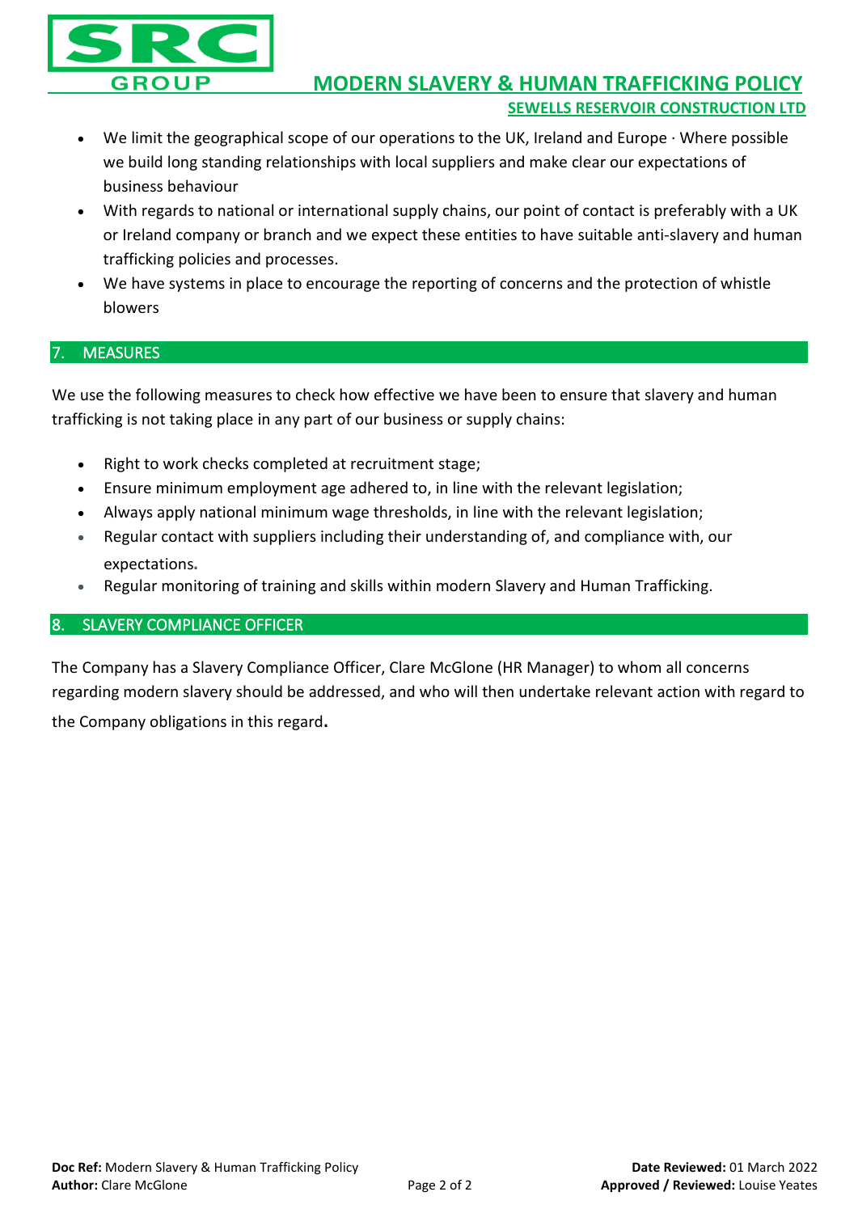- We limit the geographical scope of our operations to the UK, Ireland and Europe · Where possible we build long standing relationships with local suppliers and make clear our expectations of business behaviour
- With regards to national or international supply chains, our point of contact is preferably with a UK or Ireland company or branch and we expect these entities to have suitable anti-slavery and human trafficking policies and processes.
- We have systems in place to encourage the reporting of concerns and the protection of whistle blowers

## 7. MEASURES

We use the following measures to check how effective we have been to ensure that slavery and human trafficking is not taking place in any part of our business or supply chains:

- Right to work checks completed at recruitment stage;
- Ensure minimum employment age adhered to, in line with the relevant legislation;
- Always apply national minimum wage thresholds, in line with the relevant legislation;
- Regular contact with suppliers including their understanding of, and compliance with, our expectations.
- Regular monitoring of training and skills within modern Slavery and Human Trafficking.

## 8. SLAVERY COMPLIANCE OFFICER

The Company has a Slavery Compliance Officer, Clare McGlone (HR Manager) to whom all concerns regarding modern slavery should be addressed, and who will then undertake relevant action with regard to the Company obligations in this regard.